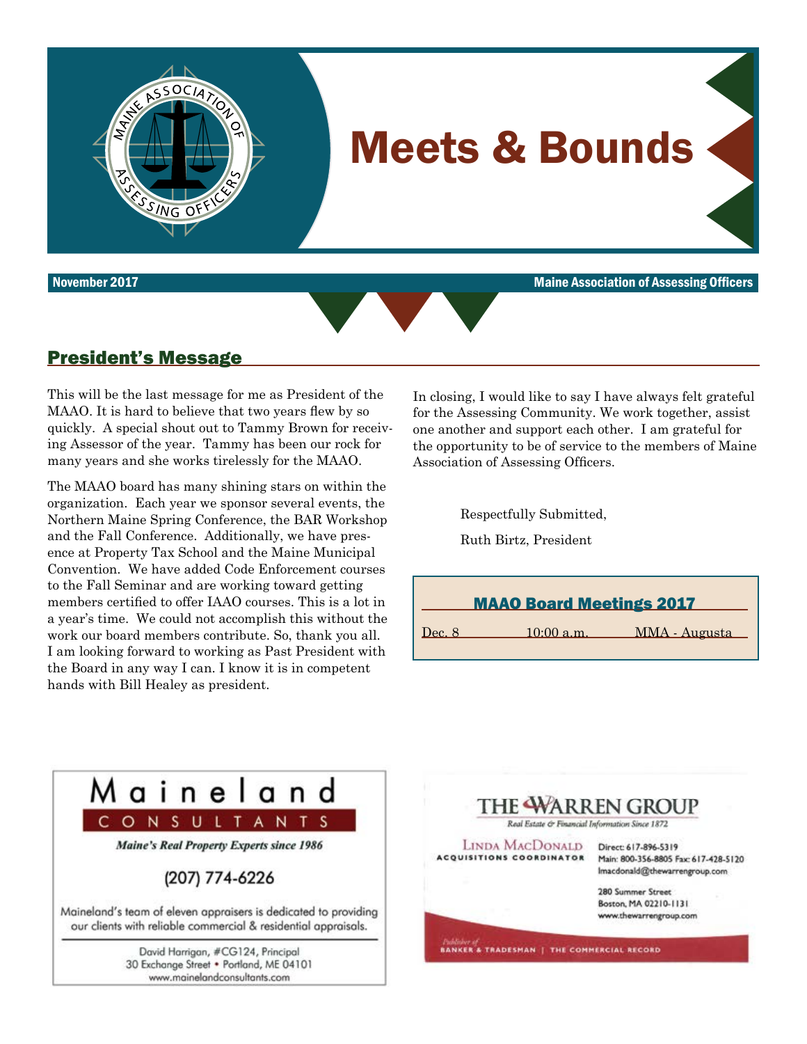# Meets & Bounds

**November 2017** — **Maine Association of Assessing Officers**

## President's Message

This will be the last message for me as President of the MAAO. It is hard to believe that two years flew by so quickly. A special shout out to Tammy Brown for receiving Assessor of the year. Tammy has been our rock for many years and she works tirelessly for the MAAO.

The MAAO board has many shining stars on within the organization. Each year we sponsor several events, the Northern Maine Spring Conference, the BAR Workshop and the Fall Conference. Additionally, we have presence at Property Tax School and the Maine Municipal Convention. We have added Code Enforcement courses to the Fall Seminar and are working toward getting members certified to offer IAAO courses. This is a lot in a year's time. We could not accomplish this without the work our board members contribute. So, thank you all. I am looking forward to working as Past President with the Board in any way I can. I know it is in competent hands with Bill Healey as president.

In closing, I would like to say I have always felt grateful for the Assessing Community. We work together, assist one another and support each other. I am grateful for the opportunity to be of service to the members of Maine Association of Assessing Officers.

Respectfully Submitted,

Ruth Birtz, President

### MAAO Board Meetings 2017

| Date | Time | Location |
|---|---|---|
| Dec. 8 | 10:00 a.m. | MMA - Augusta |

---

**Maineland CONSULTANTS**

*Maine's Real Property Experts since 1986*

(207) 774-6226

Maineland's team of eleven appraisers is dedicated to providing our clients with reliable commercial & residential appraisals.

David Harrigan, #CG124, Principal
30 Exchange Street • Portland, ME 04101
www.mainelandconsultants.com

---

**THE WARREN GROUP**

*Real Estate & Financial Information Since 1872*

LINDA MACDONALD
ACQUISITIONS COORDINATOR

Direct: 617-896-5319
Main: 800-356-8805 Fax: 617-428-5120
lmacdonald@thewarrengroup.com

280 Summer Street
Boston, MA 02210-1131
www.thewarrengroup.com

Publisher of BANKER & TRADESMAN | THE COMMERCIAL RECORD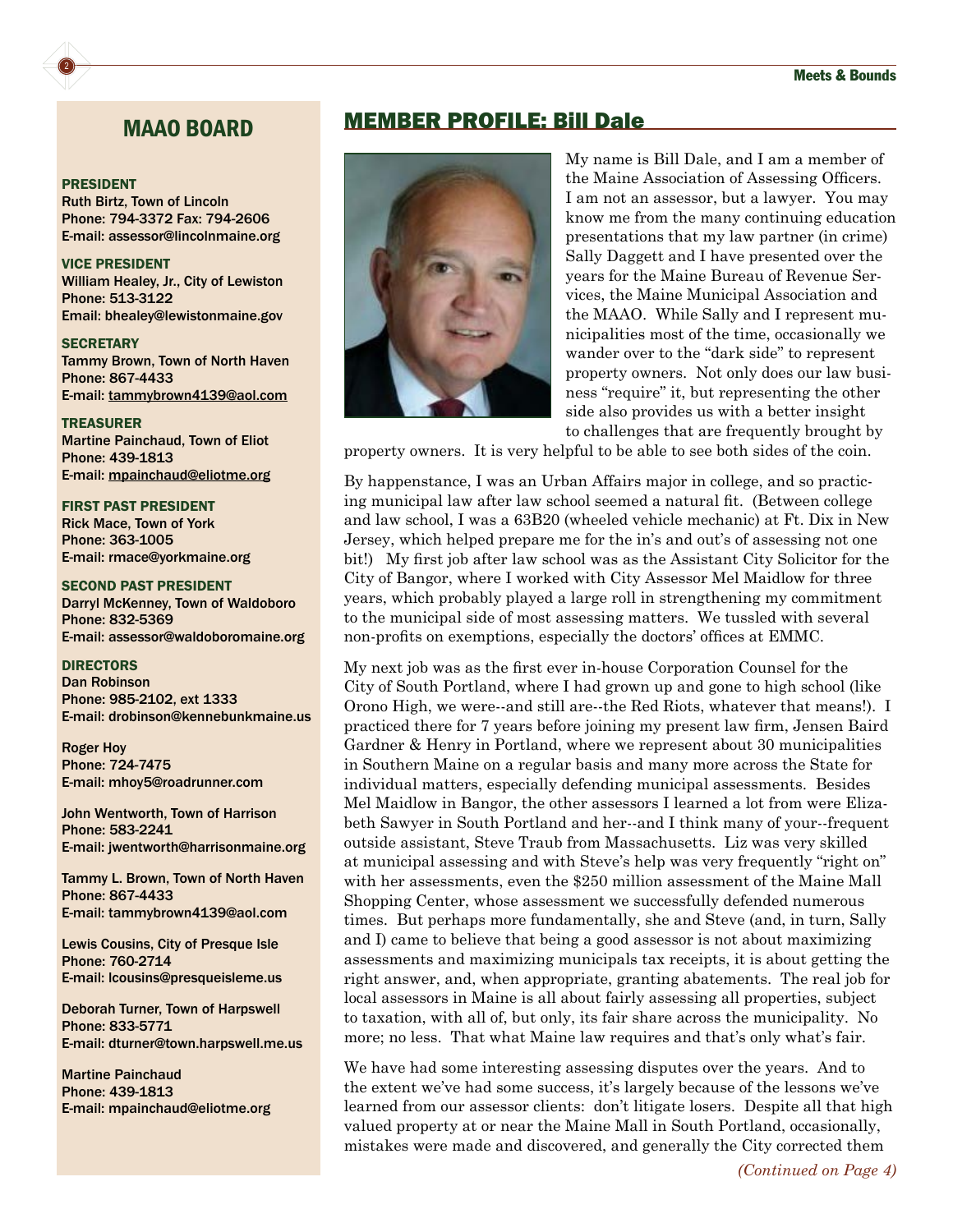## MAAO BOARD

**PRESIDENT**
Ruth Birtz, Town of Lincoln
Phone: 794-3372 Fax: 794-2606
E-mail: assessor@lincolnmaine.org

**VICE PRESIDENT**
William Healey, Jr., City of Lewiston
Phone: 513-3122
Email: bhealey@lewistonmaine.gov

**SECRETARY**
Tammy Brown, Town of North Haven
Phone: 867-4433
E-mail: tammybrown4139@aol.com

**TREASURER**
Martine Painchaud, Town of Eliot
Phone: 439-1813
E-mail: mpainchaud@eliotme.org

**FIRST PAST PRESIDENT**
Rick Mace, Town of York
Phone: 363-1005
E-mail: rmace@yorkmaine.org

**SECOND PAST PRESIDENT**
Darryl McKenney, Town of Waldoboro
Phone: 832-5369
E-mail: assessor@waldoboromaine.org

**DIRECTORS**
Dan Robinson
Phone: 985-2102, ext 1333
E-mail: drobinson@kennebunkmaine.us

Roger Hoy
Phone: 724-7475
E-mail: mhoy5@roadrunner.com

John Wentworth, Town of Harrison
Phone: 583-2241
E-mail: jwentworth@harrisonmaine.org

Tammy L. Brown, Town of North Haven
Phone: 867-4433
E-mail: tammybrown4139@aol.com

Lewis Cousins, City of Presque Isle
Phone: 760-2714
E-mail: lcousins@presqueisleme.us

Deborah Turner, Town of Harpswell
Phone: 833-5771
E-mail: dturner@town.harpswell.me.us

Martine Painchaud
Phone: 439-1813
E-mail: mpainchaud@eliotme.org

## MEMBER PROFILE: Bill Dale

My name is Bill Dale, and I am a member of the Maine Association of Assessing Officers. I am not an assessor, but a lawyer. You may know me from the many continuing education presentations that my law partner (in crime) Sally Daggett and I have presented over the years for the Maine Bureau of Revenue Services, the Maine Municipal Association and the MAAO. While Sally and I represent municipalities most of the time, occasionally we wander over to the "dark side" to represent property owners. Not only does our law business "require" it, but representing the other side also provides us with a better insight to challenges that are frequently brought by property owners. It is very helpful to be able to see both sides of the coin.

By happenstance, I was an Urban Affairs major in college, and so practicing municipal law after law school seemed a natural fit. (Between college and law school, I was a 63B20 (wheeled vehicle mechanic) at Ft. Dix in New Jersey, which helped prepare me for the in's and out's of assessing not one bit!) My first job after law school was as the Assistant City Solicitor for the City of Bangor, where I worked with City Assessor Mel Maidlow for three years, which probably played a large roll in strengthening my commitment to the municipal side of most assessing matters. We tussled with several non-profits on exemptions, especially the doctors' offices at EMMC.

My next job was as the first ever in-house Corporation Counsel for the City of South Portland, where I had grown up and gone to high school (like Orono High, we were--and still are--the Red Riots, whatever that means!). I practiced there for 7 years before joining my present law firm, Jensen Baird Gardner & Henry in Portland, where we represent about 30 municipalities in Southern Maine on a regular basis and many more across the State for individual matters, especially defending municipal assessments. Besides Mel Maidlow in Bangor, the other assessors I learned a lot from were Elizabeth Sawyer in South Portland and her--and I think many of your--frequent outside assistant, Steve Traub from Massachusetts. Liz was very skilled at municipal assessing and with Steve's help was very frequently "right on" with her assessments, even the $250 million assessment of the Maine Mall Shopping Center, whose assessment we successfully defended numerous times. But perhaps more fundamentally, she and Steve (and, in turn, Sally and I) came to believe that being a good assessor is not about maximizing assessments and maximizing municipals tax receipts, it is about getting the right answer, and, when appropriate, granting abatements. The real job for local assessors in Maine is all about fairly assessing all properties, subject to taxation, with all of, but only, its fair share across the municipality. No more; no less. That what Maine law requires and that's only what's fair.

We have had some interesting assessing disputes over the years. And to the extent we've had some success, it's largely because of the lessons we've learned from our assessor clients: don't litigate losers. Despite all that high valued property at or near the Maine Mall in South Portland, occasionally, mistakes were made and discovered, and generally the City corrected them

*(Continued on Page 4)*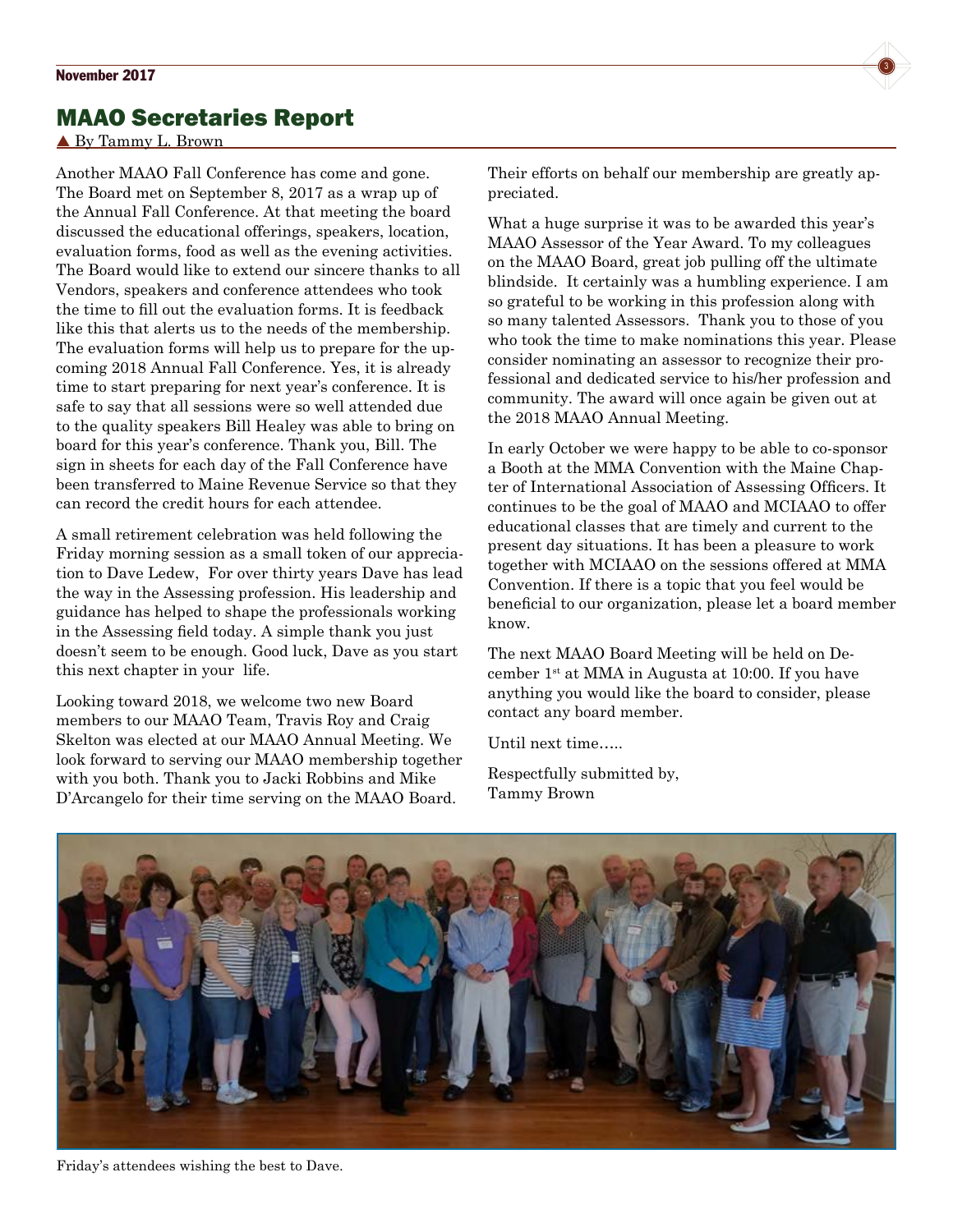## MAAO Secretaries Report

▲ By Tammy L. Brown

Another MAAO Fall Conference has come and gone. The Board met on September 8, 2017 as a wrap up of the Annual Fall Conference. At that meeting the board discussed the educational offerings, speakers, location, evaluation forms, food as well as the evening activities. The Board would like to extend our sincere thanks to all Vendors, speakers and conference attendees who took the time to fill out the evaluation forms. It is feedback like this that alerts us to the needs of the membership. The evaluation forms will help us to prepare for the upcoming 2018 Annual Fall Conference. Yes, it is already time to start preparing for next year's conference. It is safe to say that all sessions were so well attended due to the quality speakers Bill Healey was able to bring on board for this year's conference. Thank you, Bill. The sign in sheets for each day of the Fall Conference have been transferred to Maine Revenue Service so that they can record the credit hours for each attendee.

A small retirement celebration was held following the Friday morning session as a small token of our appreciation to Dave Ledew, For over thirty years Dave has lead the way in the Assessing profession. His leadership and guidance has helped to shape the professionals working in the Assessing field today. A simple thank you just doesn't seem to be enough. Good luck, Dave as you start this next chapter in your life.

Looking toward 2018, we welcome two new Board members to our MAAO Team, Travis Roy and Craig Skelton was elected at our MAAO Annual Meeting. We look forward to serving our MAAO membership together with you both. Thank you to Jacki Robbins and Mike D'Arcangelo for their time serving on the MAAO Board. Their efforts on behalf our membership are greatly appreciated.

What a huge surprise it was to be awarded this year's MAAO Assessor of the Year Award. To my colleagues on the MAAO Board, great job pulling off the ultimate blindside. It certainly was a humbling experience. I am so grateful to be working in this profession along with so many talented Assessors. Thank you to those of you who took the time to make nominations this year. Please consider nominating an assessor to recognize their professional and dedicated service to his/her profession and community. The award will once again be given out at the 2018 MAAO Annual Meeting.

In early October we were happy to be able to co-sponsor a Booth at the MMA Convention with the Maine Chapter of International Association of Assessing Officers. It continues to be the goal of MAAO and MCIAAO to offer educational classes that are timely and current to the present day situations. It has been a pleasure to work together with MCIAAO on the sessions offered at MMA Convention. If there is a topic that you feel would be beneficial to our organization, please let a board member know.

The next MAAO Board Meeting will be held on December 1st at MMA in Augusta at 10:00. If you have anything you would like the board to consider, please contact any board member.

Until next time…..

Respectfully submitted by,
Tammy Brown

Friday's attendees wishing the best to Dave.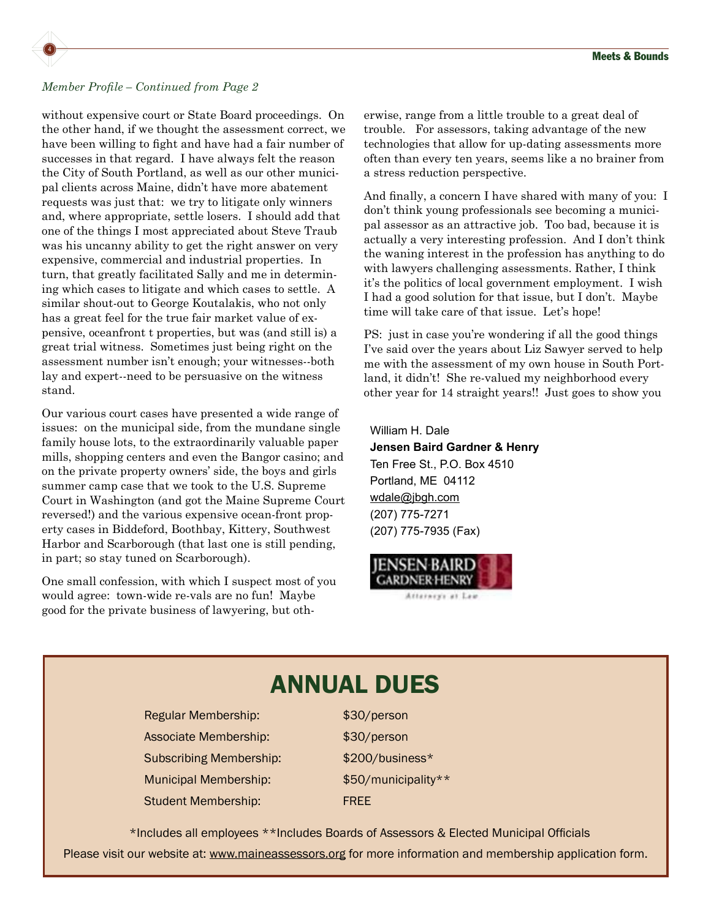*Member Profile – Continued from Page 2*

without expensive court or State Board proceedings. On the other hand, if we thought the assessment correct, we have been willing to fight and have had a fair number of successes in that regard. I have always felt the reason the City of South Portland, as well as our other municipal clients across Maine, didn't have more abatement requests was just that: we try to litigate only winners and, where appropriate, settle losers. I should add that one of the things I most appreciated about Steve Traub was his uncanny ability to get the right answer on very expensive, commercial and industrial properties. In turn, that greatly facilitated Sally and me in determining which cases to litigate and which cases to settle. A similar shout-out to George Koutalakis, who not only has a great feel for the true fair market value of expensive, oceanfront t properties, but was (and still is) a great trial witness. Sometimes just being right on the assessment number isn't enough; your witnesses--both lay and expert--need to be persuasive on the witness stand.

Our various court cases have presented a wide range of issues: on the municipal side, from the mundane single family house lots, to the extraordinarily valuable paper mills, shopping centers and even the Bangor casino; and on the private property owners' side, the boys and girls summer camp case that we took to the U.S. Supreme Court in Washington (and got the Maine Supreme Court reversed!) and the various expensive ocean-front property cases in Biddeford, Boothbay, Kittery, Southwest Harbor and Scarborough (that last one is still pending, in part; so stay tuned on Scarborough).

One small confession, with which I suspect most of you would agree: town-wide re-vals are no fun! Maybe good for the private business of lawyering, but otherwise, range from a little trouble to a great deal of trouble. For assessors, taking advantage of the new technologies that allow for up-dating assessments more often than every ten years, seems like a no brainer from a stress reduction perspective.

And finally, a concern I have shared with many of you: I don't think young professionals see becoming a municipal assessor as an attractive job. Too bad, because it is actually a very interesting profession. And I don't think the waning interest in the profession has anything to do with lawyers challenging assessments. Rather, I think it's the politics of local government employment. I wish I had a good solution for that issue, but I don't. Maybe time will take care of that issue. Let's hope!

PS: just in case you're wondering if all the good things I've said over the years about Liz Sawyer served to help me with the assessment of my own house in South Portland, it didn't! She re-valued my neighborhood every other year for 14 straight years!! Just goes to show you

William H. Dale
**Jensen Baird Gardner & Henry**
Ten Free St., P.O. Box 4510
Portland, ME 04112
wdale@jbgh.com
(207) 775-7271
(207) 775-7935 (Fax)

JENSEN BAIRD GARDNER HENRY
Attorneys at Law

# ANNUAL DUES

| | |
|---|---|
| Regular Membership: | $30/person |
| Associate Membership: | $30/person |
| Subscribing Membership: | $200/business* |
| Municipal Membership: | $50/municipality** |
| Student Membership: | FREE |

*Includes all employees **Includes Boards of Assessors & Elected Municipal Officials

Please visit our website at: www.maineassessors.org for more information and membership application form.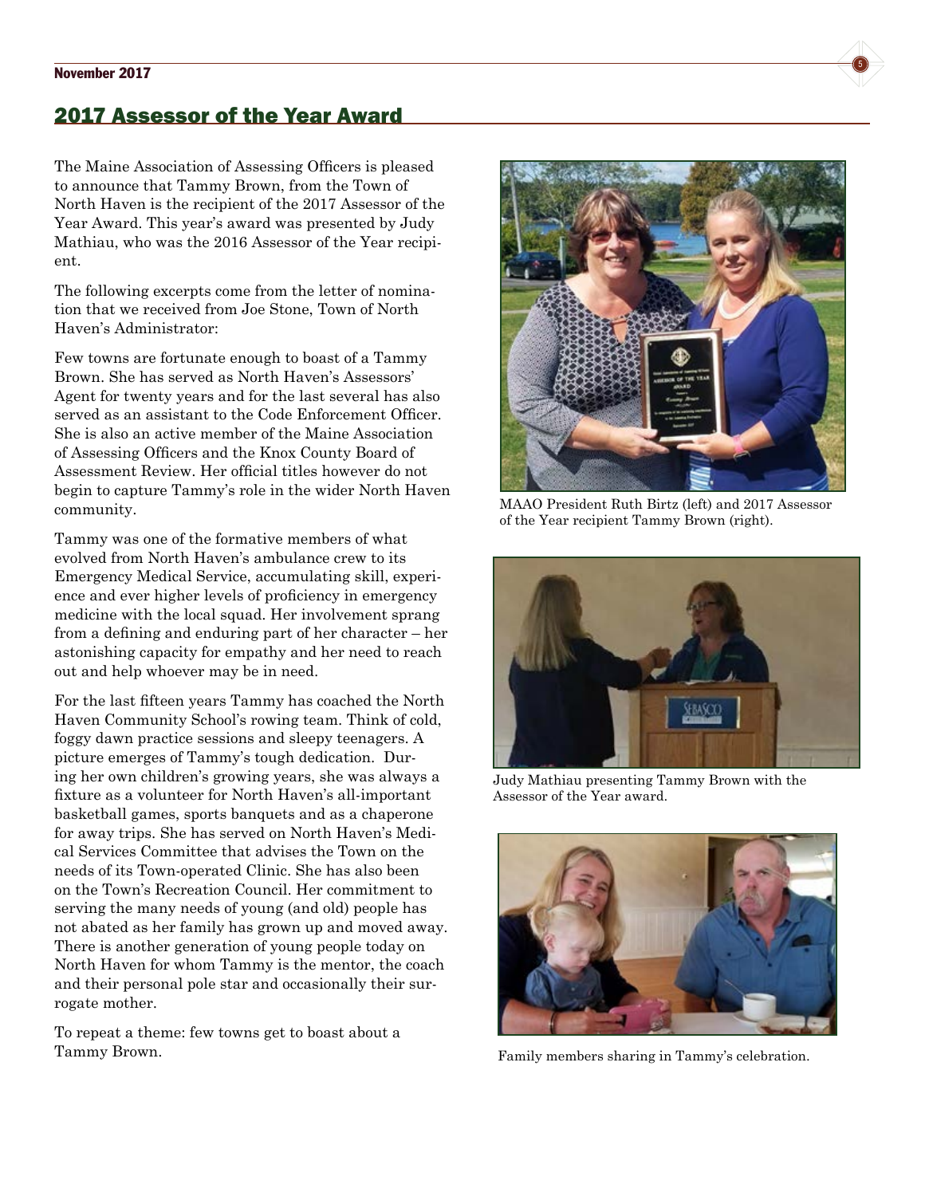## 2017 Assessor of the Year Award

The Maine Association of Assessing Officers is pleased to announce that Tammy Brown, from the Town of North Haven is the recipient of the 2017 Assessor of the Year Award. This year's award was presented by Judy Mathiau, who was the 2016 Assessor of the Year recipient.

The following excerpts come from the letter of nomination that we received from Joe Stone, Town of North Haven's Administrator:

Few towns are fortunate enough to boast of a Tammy Brown. She has served as North Haven's Assessors' Agent for twenty years and for the last several has also served as an assistant to the Code Enforcement Officer. She is also an active member of the Maine Association of Assessing Officers and the Knox County Board of Assessment Review. Her official titles however do not begin to capture Tammy's role in the wider North Haven community.

Tammy was one of the formative members of what evolved from North Haven's ambulance crew to its Emergency Medical Service, accumulating skill, experience and ever higher levels of proficiency in emergency medicine with the local squad. Her involvement sprang from a defining and enduring part of her character – her astonishing capacity for empathy and her need to reach out and help whoever may be in need.

For the last fifteen years Tammy has coached the North Haven Community School's rowing team. Think of cold, foggy dawn practice sessions and sleepy teenagers. A picture emerges of Tammy's tough dedication. During her own children's growing years, she was always a fixture as a volunteer for North Haven's all-important basketball games, sports banquets and as a chaperone for away trips. She has served on North Haven's Medical Services Committee that advises the Town on the needs of its Town-operated Clinic. She has also been on the Town's Recreation Council. Her commitment to serving the many needs of young (and old) people has not abated as her family has grown up and moved away. There is another generation of young people today on North Haven for whom Tammy is the mentor, the coach and their personal pole star and occasionally their surrogate mother.

To repeat a theme: few towns get to boast about a Tammy Brown.

MAAO President Ruth Birtz (left) and 2017 Assessor of the Year recipient Tammy Brown (right).

Judy Mathiau presenting Tammy Brown with the Assessor of the Year award.

Family members sharing in Tammy's celebration.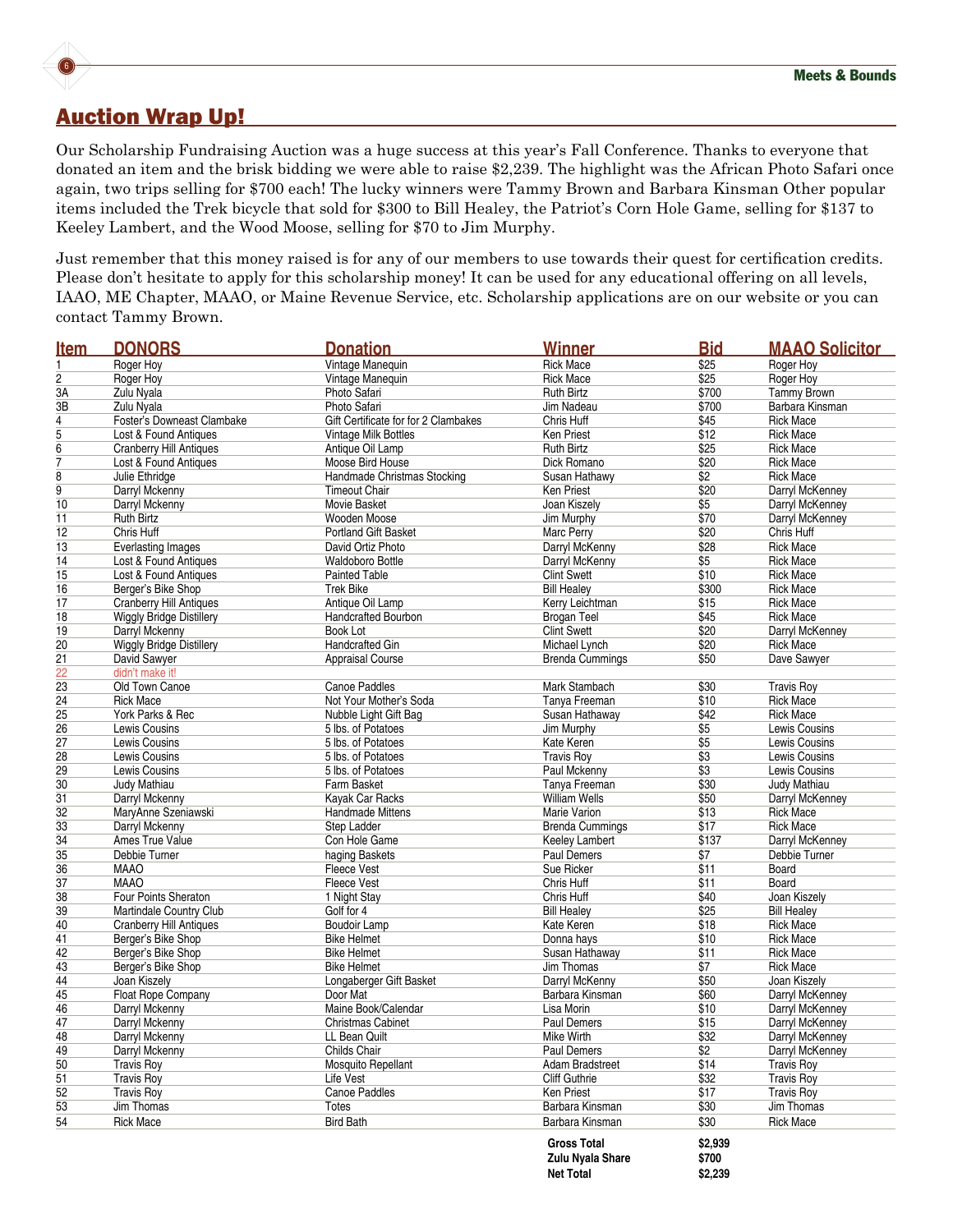## Auction Wrap Up!

Our Scholarship Fundraising Auction was a huge success at this year's Fall Conference. Thanks to everyone that donated an item and the brisk bidding we were able to raise $2,239. The highlight was the African Photo Safari once again, two trips selling for $700 each! The lucky winners were Tammy Brown and Barbara Kinsman Other popular items included the Trek bicycle that sold for $300 to Bill Healey, the Patriot's Corn Hole Game, selling for $137 to Keeley Lambert, and the Wood Moose, selling for $70 to Jim Murphy.

Just remember that this money raised is for any of our members to use towards their quest for certification credits. Please don't hesitate to apply for this scholarship money! It can be used for any educational offering on all levels, IAAO, ME Chapter, MAAO, or Maine Revenue Service, etc. Scholarship applications are on our website or you can contact Tammy Brown.

| Item | DONORS | Donation | Winner | Bid | MAAO Solicitor |
|---|---|---|---|---|---|
| 1 | Roger Hoy | Vintage Manequin | Rick Mace | $25 | Roger Hoy |
| 2 | Roger Hoy | Vintage Manequin | Rick Mace | $25 | Roger Hoy |
| 3A | Zulu Nyala | Photo Safari | Ruth Birtz | $700 | Tammy Brown |
| 3B | Zulu Nyala | Photo Safari | Jim Nadeau | $700 | Barbara Kinsman |
| 4 | Foster's Downeast Clambake | Gift Certificate for for 2 Clambakes | Chris Huff | $45 | Rick Mace |
| 5 | Lost & Found Antiques | Vintage Milk Bottles | Ken Priest | $12 | Rick Mace |
| 6 | Cranberry Hill Antiques | Antique Oil Lamp | Ruth Birtz | $25 | Rick Mace |
| 7 | Lost & Found Antiques | Moose Bird House | Dick Romano | $20 | Rick Mace |
| 8 | Julie Ethridge | Handmade Christmas Stocking | Susan Hathawy | $2 | Rick Mace |
| 9 | Darryl Mckenny | Timeout Chair | Ken Priest | $20 | Darryl McKenney |
| 10 | Darryl Mckenny | Movie Basket | Joan Kiszely | $5 | Darryl McKenney |
| 11 | Ruth Birtz | Wooden Moose | Jim Murphy | $70 | Darryl McKenney |
| 12 | Chris Huff | Portland Gift Basket | Marc Perry | $20 | Chris Huff |
| 13 | Everlasting Images | David Ortiz Photo | Darryl McKenny | $28 | Rick Mace |
| 14 | Lost & Found Antiques | Waldoboro Bottle | Darryl McKenny | $5 | Rick Mace |
| 15 | Lost & Found Antiques | Painted Table | Clint Swett | $10 | Rick Mace |
| 16 | Berger's Bike Shop | Trek Bike | Bill Healey | $300 | Rick Mace |
| 17 | Cranberry Hill Antiques | Antique Oil Lamp | Kerry Leichtman | $15 | Rick Mace |
| 18 | Wiggly Bridge Distillery | Handcrafted Bourbon | Brogan Teel | $45 | Rick Mace |
| 19 | Darryl Mckenny | Book Lot | Clint Swett | $20 | Darryl McKenney |
| 20 | Wiggly Bridge Distillery | Handcrafted Gin | Michael Lynch | $20 | Rick Mace |
| 21 | David Sawyer | Appraisal Course | Brenda Cummings | $50 | Dave Sawyer |
| 22 | didn't make it! | | | | |
| 23 | Old Town Canoe | Canoe Paddles | Mark Stambach | $30 | Travis Roy |
| 24 | Rick Mace | Not Your Mother's Soda | Tanya Freeman | $10 | Rick Mace |
| 25 | York Parks & Rec | Nubble Light Gift Bag | Susan Hathaway | $42 | Rick Mace |
| 26 | Lewis Cousins | 5 lbs. of Potatoes | Jim Murphy | $5 | Lewis Cousins |
| 27 | Lewis Cousins | 5 lbs. of Potatoes | Kate Keren | $5 | Lewis Cousins |
| 28 | Lewis Cousins | 5 lbs. of Potatoes | Travis Roy | $3 | Lewis Cousins |
| 29 | Lewis Cousins | 5 lbs. of Potatoes | Paul Mckenny | $3 | Lewis Cousins |
| 30 | Judy Mathiau | Farm Basket | Tanya Freeman | $30 | Judy Mathiau |
| 31 | Darryl Mckenny | Kayak Car Racks | William Wells | $50 | Darryl McKenney |
| 32 | MaryAnne Szeniawski | Handmade Mittens | Marie Varion | $13 | Rick Mace |
| 33 | Darryl Mckenny | Step Ladder | Brenda Cummings | $17 | Rick Mace |
| 34 | Ames True Value | Con Hole Game | Keeley Lambert | $137 | Darryl McKenney |
| 35 | Debbie Turner | haging Baskets | Paul Demers | $7 | Debbie Turner |
| 36 | MAAO | Fleece Vest | Sue Ricker | $11 | Board |
| 37 | MAAO | Fleece Vest | Chris Huff | $11 | Board |
| 38 | Four Points Sheraton | 1 Night Stay | Chris Huff | $40 | Joan Kiszely |
| 39 | Martindale Country Club | Golf for 4 | Bill Healey | $25 | Bill Healey |
| 40 | Cranberry Hill Antiques | Boudoir Lamp | Kate Keren | $18 | Rick Mace |
| 41 | Berger's Bike Shop | Bike Helmet | Donna hays | $10 | Rick Mace |
| 42 | Berger's Bike Shop | Bike Helmet | Susan Hathaway | $11 | Rick Mace |
| 43 | Berger's Bike Shop | Bike Helmet | Jim Thomas | $7 | Rick Mace |
| 44 | Joan Kiszely | Longaberger Gift Basket | Darryl McKenny | $50 | Joan Kiszely |
| 45 | Float Rope Company | Door Mat | Barbara Kinsman | $60 | Darryl McKenney |
| 46 | Darryl Mckenny | Maine Book/Calendar | Lisa Morin | $10 | Darryl McKenney |
| 47 | Darryl Mckenny | Christmas Cabinet | Paul Demers | $15 | Darryl McKenney |
| 48 | Darryl Mckenny | LL Bean Quilt | Mike Wirth | $32 | Darryl McKenney |
| 49 | Darryl Mckenny | Childs Chair | Paul Demers | $2 | Darryl McKenney |
| 50 | Travis Roy | Mosquito Repellant | Adam Bradstreet | $14 | Travis Roy |
| 51 | Travis Roy | Life Vest | Cliff Guthrie | $32 | Travis Roy |
| 52 | Travis Roy | Canoe Paddles | Ken Priest | $17 | Travis Roy |
| 53 | Jim Thomas | Totes | Barbara Kinsman | $30 | Jim Thomas |
| 54 | Rick Mace | Bird Bath | Barbara Kinsman | $30 | Rick Mace |
| | | | **Gross Total** | **$2,939** | |
| | | | **Zulu Nyala Share** | **$700** | |
| | | | **Net Total** | **$2,239** | |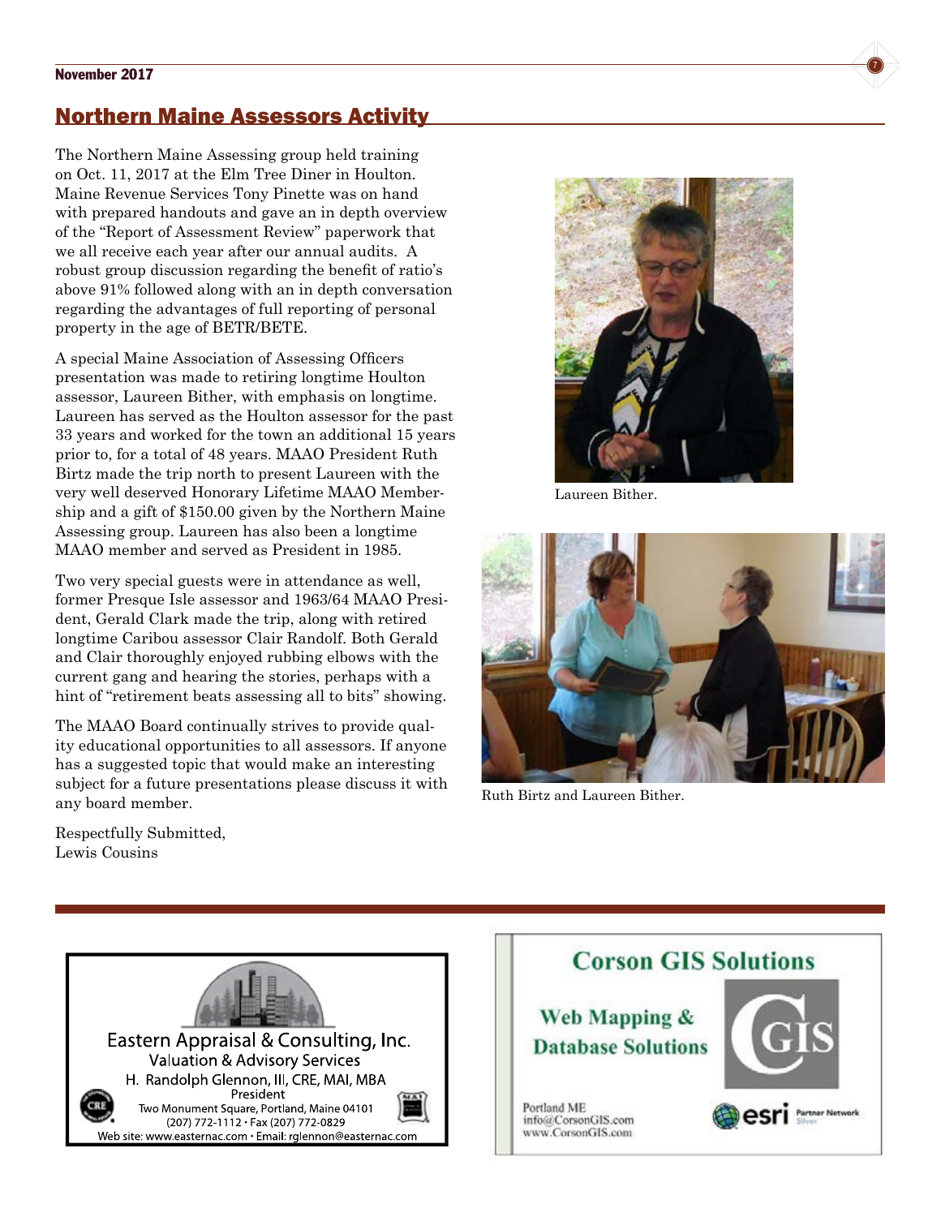## Northern Maine Assessors Activity

The Northern Maine Assessing group held training on Oct. 11, 2017 at the Elm Tree Diner in Houlton. Maine Revenue Services Tony Pinette was on hand with prepared handouts and gave an in depth overview of the "Report of Assessment Review" paperwork that we all receive each year after our annual audits. A robust group discussion regarding the benefit of ratio's above 91% followed along with an in depth conversation regarding the advantages of full reporting of personal property in the age of BETR/BETE.

A special Maine Association of Assessing Officers presentation was made to retiring longtime Houlton assessor, Laureen Bither, with emphasis on longtime. Laureen has served as the Houlton assessor for the past 33 years and worked for the town an additional 15 years prior to, for a total of 48 years. MAAO President Ruth Birtz made the trip north to present Laureen with the very well deserved Honorary Lifetime MAAO Membership and a gift of $150.00 given by the Northern Maine Assessing group. Laureen has also been a longtime MAAO member and served as President in 1985.

Two very special guests were in attendance as well, former Presque Isle assessor and 1963/64 MAAO President, Gerald Clark made the trip, along with retired longtime Caribou assessor Clair Randolf. Both Gerald and Clair thoroughly enjoyed rubbing elbows with the current gang and hearing the stories, perhaps with a hint of "retirement beats assessing all to bits" showing.

The MAAO Board continually strives to provide quality educational opportunities to all assessors. If anyone has a suggested topic that would make an interesting subject for a future presentations please discuss it with any board member.

Respectfully Submitted,
Lewis Cousins

Laureen Bither.

Ruth Birtz and Laureen Bither.

---

Eastern Appraisal & Consulting, Inc.
Valuation & Advisory Services
H. Randolph Glennon, III, CRE, MAI, MBA
President
Two Monument Square, Portland, Maine 04101
(207) 772-1112 · Fax (207) 772-0829
Web site: www.easternac.com · Email: rglennon@easternac.com

**Corson GIS Solutions**

**Web Mapping & Database Solutions**

Portland ME
info@CorsonGIS.com
www.CorsonGIS.com

esri Partner Network Silver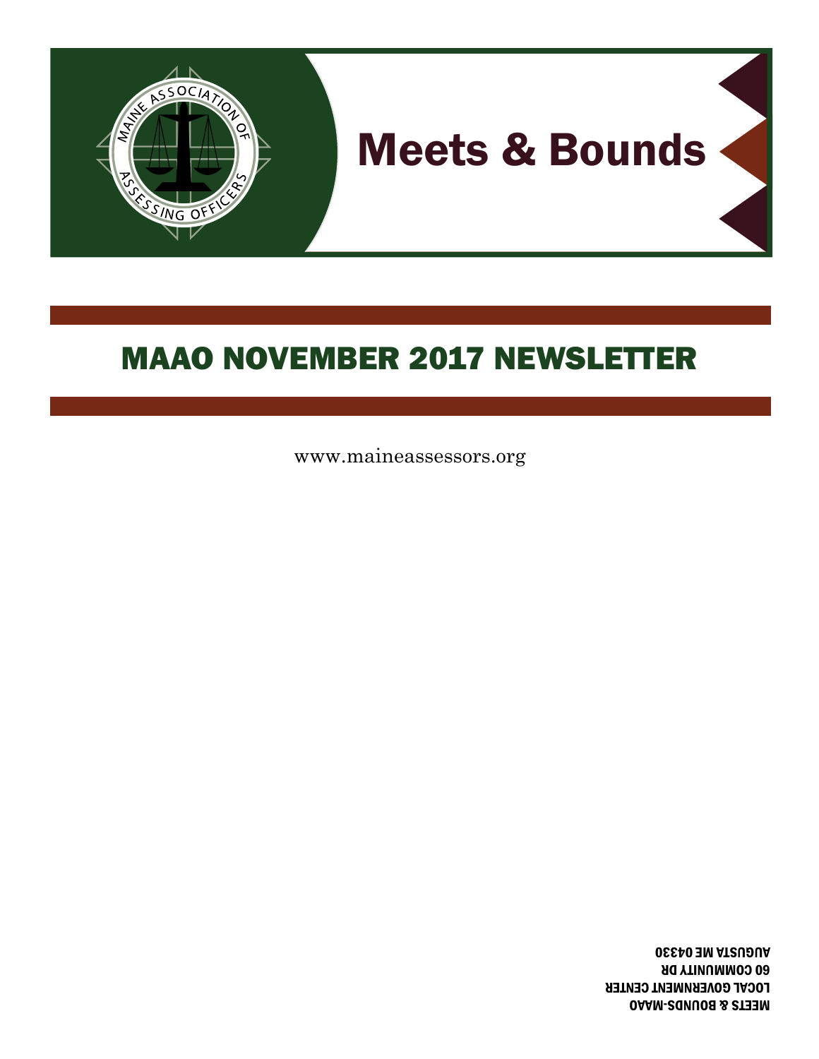# Meets & Bounds

## MAAO NOVEMBER 2017 NEWSLETTER

www.maineassessors.org

MEETS & BOUNDS-MAAO
LOCAL GOVERNMENT CENTER
60 COMMUNITY DR
AUGUSTA ME 04330